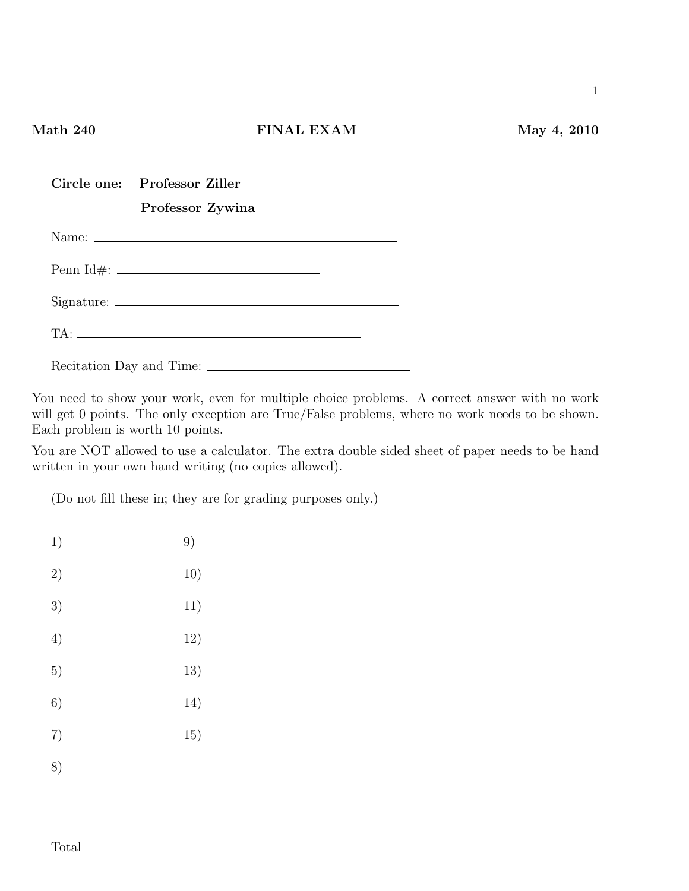**Math 240** **FINAL EXAM** **May 4, 2010**

**Circle one:** **Professor Ziller**

**Professor Zywina**

Name: ______________________________

Penn Id#: ______________________

Signature: ______________________________

TA: ______________________________

Recitation Day and Time: ______________________

You need to show your work, even for multiple choice problems. A correct answer with no work will get 0 points. The only exception are True/False problems, where no work needs to be shown. Each problem is worth 10 points.

You are NOT allowed to use a calculator. The extra double sided sheet of paper needs to be hand written in your own hand writing (no copies allowed).

(Do not fill these in; they are for grading purposes only.)

| | |
|---|---|
| 1) | 9) |
| 2) | 10) |
| 3) | 11) |
| 4) | 12) |
| 5) | 13) |
| 6) | 14) |
| 7) | 15) |
| 8) | |

______________________

Total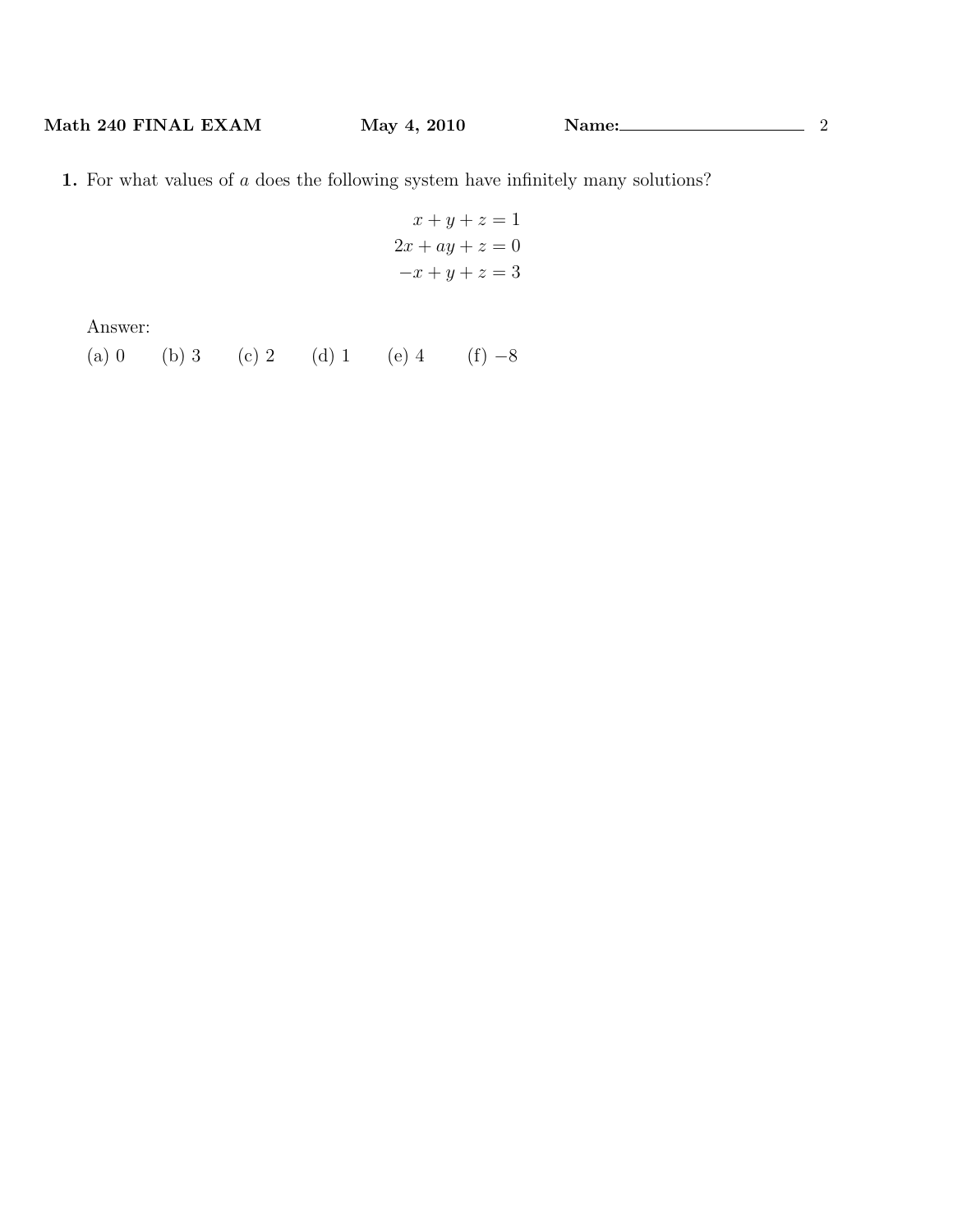**1.** For what values of $a$ does the following system have infinitely many solutions?

$$\begin{aligned} x + y + z &= 1 \\ 2x + ay + z &= 0 \\ -x + y + z &= 3 \end{aligned}$$

Answer:

(a) 0 (b) 3 (c) 2 (d) 1 (e) 4 (f) $-8$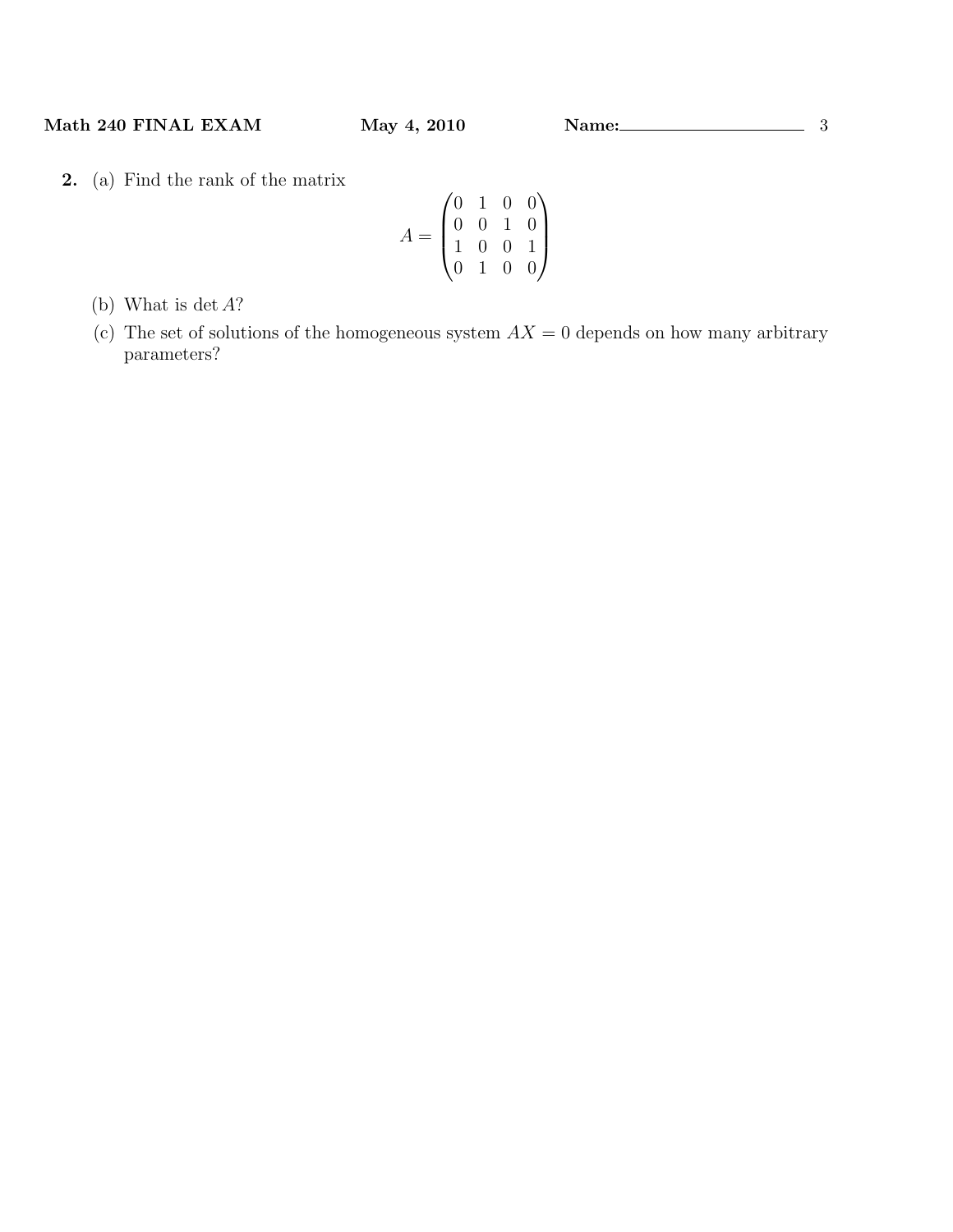**2.** (a) Find the rank of the matrix

$$A = \begin{pmatrix} 0 & 1 & 0 & 0 \\ 0 & 0 & 1 & 0 \\ 1 & 0 & 0 & 1 \\ 0 & 1 & 0 & 0 \end{pmatrix}$$

(b) What is $\det A$?

(c) The set of solutions of the homogeneous system $AX = 0$ depends on how many arbitrary parameters?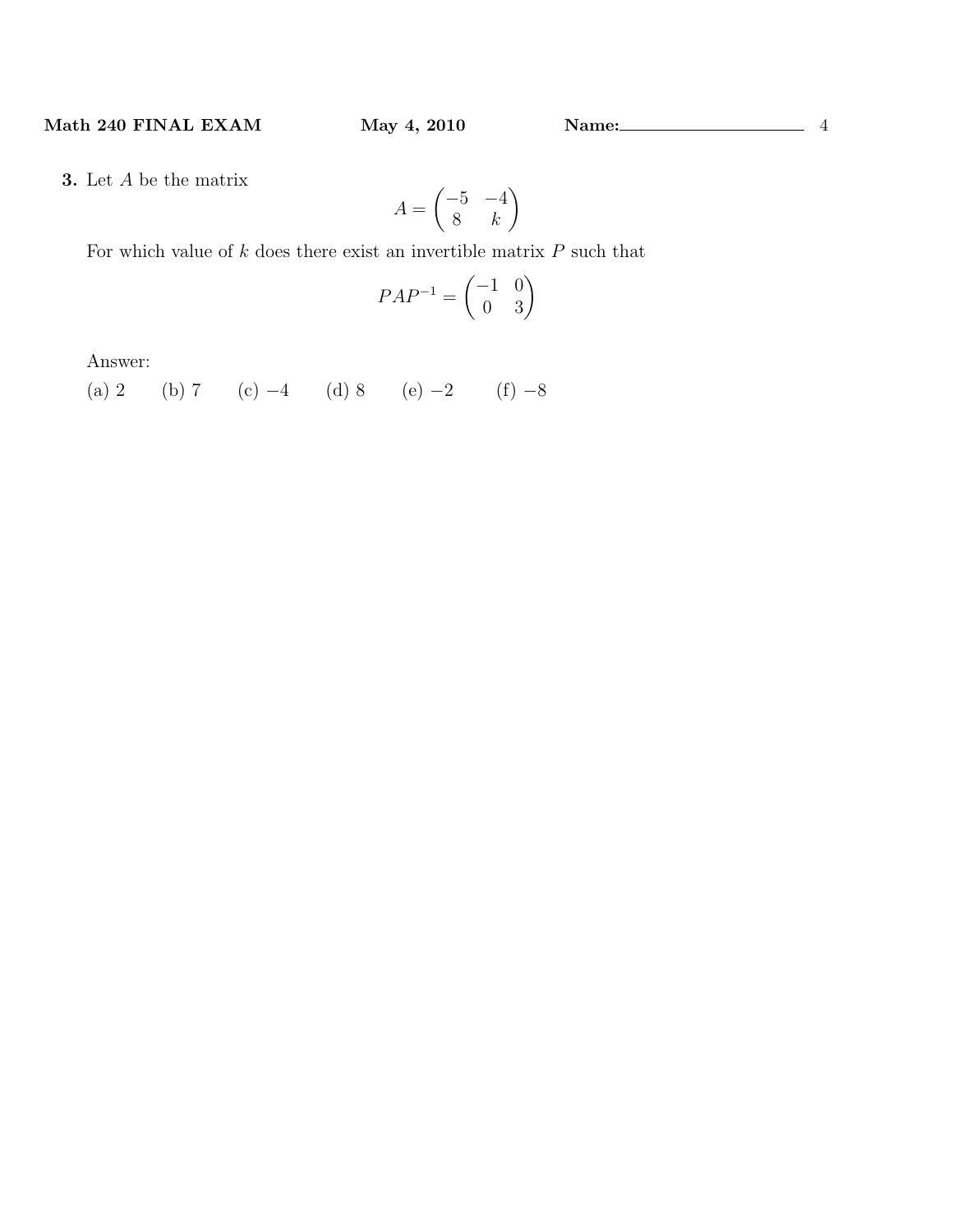**3.** Let $A$ be the matrix

$$A = \begin{pmatrix} -5 & -4 \\ 8 & k \end{pmatrix}$$

For which value of $k$ does there exist an invertible matrix $P$ such that

$$PAP^{-1} = \begin{pmatrix} -1 & 0 \\ 0 & 3 \end{pmatrix}$$

Answer:

(a) 2 (b) 7 (c) $-4$ (d) 8 (e) $-2$ (f) $-8$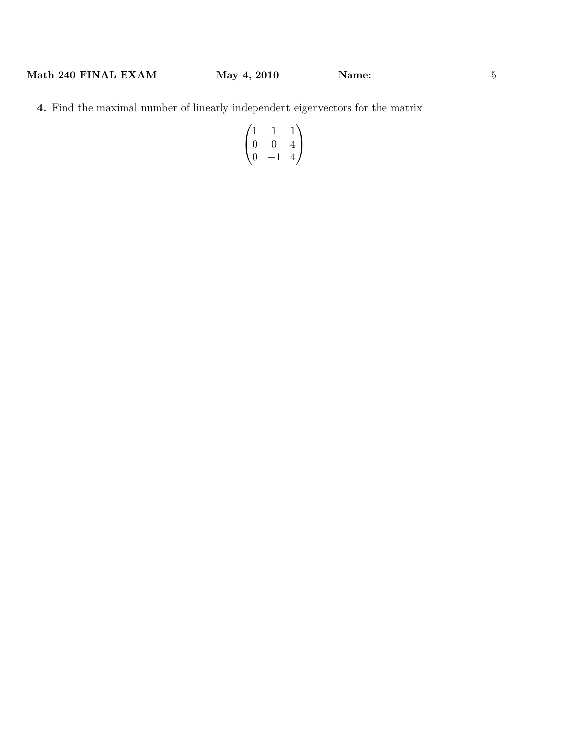**4.** Find the maximal number of linearly independent eigenvectors for the matrix

$$\begin{pmatrix} 1 & 1 & 1 \\ 0 & 0 & 4 \\ 0 & -1 & 4 \end{pmatrix}$$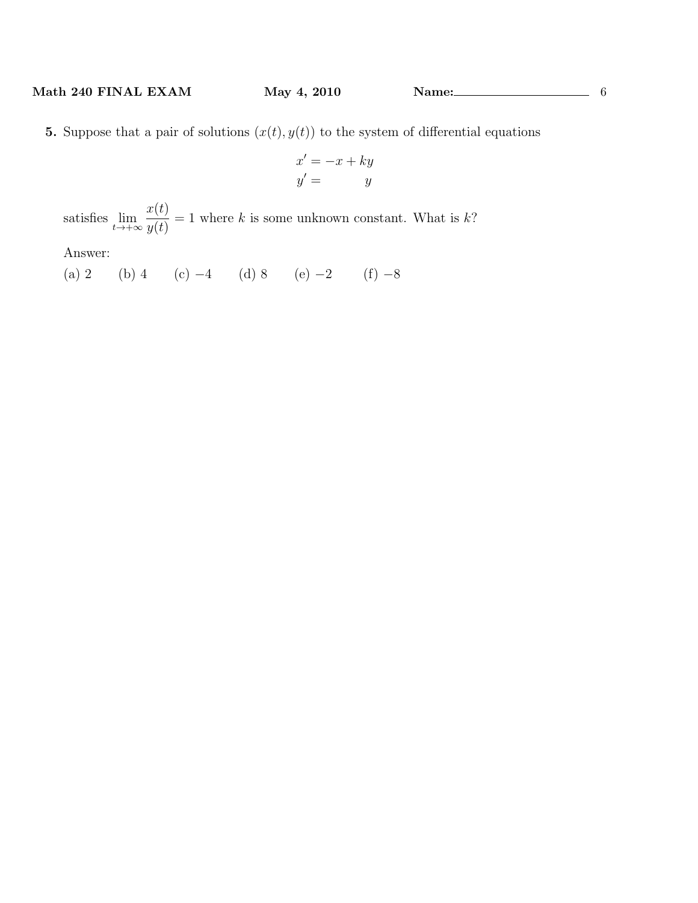**5.** Suppose that a pair of solutions $(x(t), y(t))$ to the system of differential equations

$$\begin{aligned} x' &= -x + ky \\ y' &= \qquad y \end{aligned}$$

satisfies $\displaystyle\lim_{t \to +\infty} \frac{x(t)}{y(t)} = 1$ where $k$ is some unknown constant. What is $k$?

Answer:

(a) 2  (b) 4  (c) $-4$  (d) 8  (e) $-2$  (f) $-8$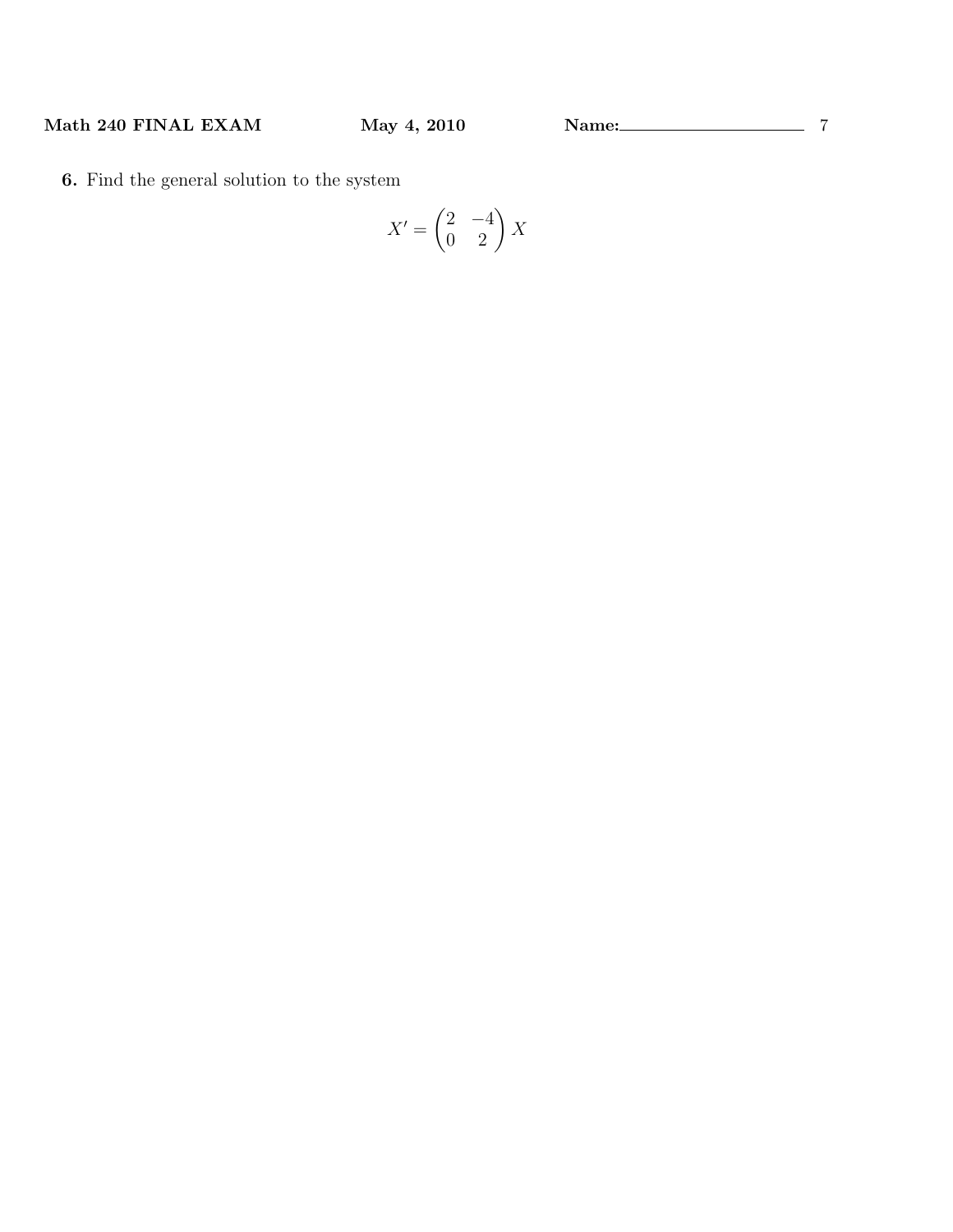**6.** Find the general solution to the system

$$X' = \begin{pmatrix} 2 & -4 \\ 0 & 2 \end{pmatrix} X$$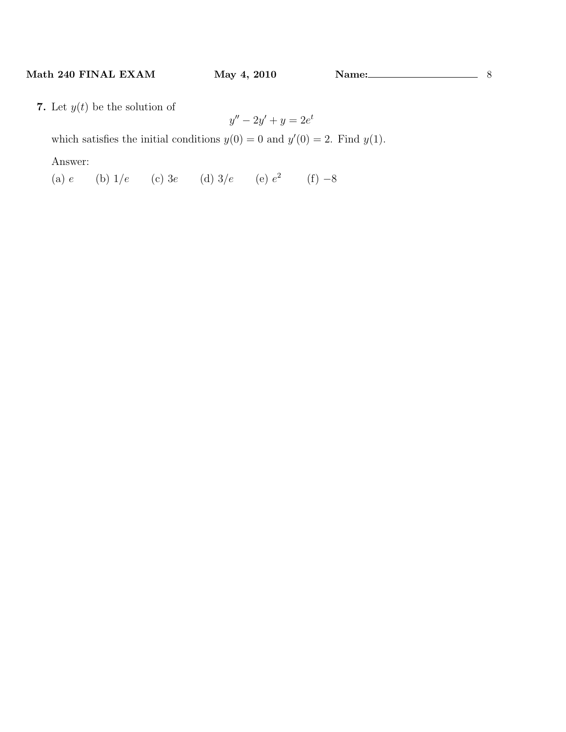**7.** Let $y(t)$ be the solution of

$$y'' - 2y' + y = 2e^t$$

which satisfies the initial conditions $y(0) = 0$ and $y'(0) = 2$. Find $y(1)$.

Answer:

(a) $e$ (b) $1/e$ (c) $3e$ (d) $3/e$ (e) $e^2$ (f) $-8$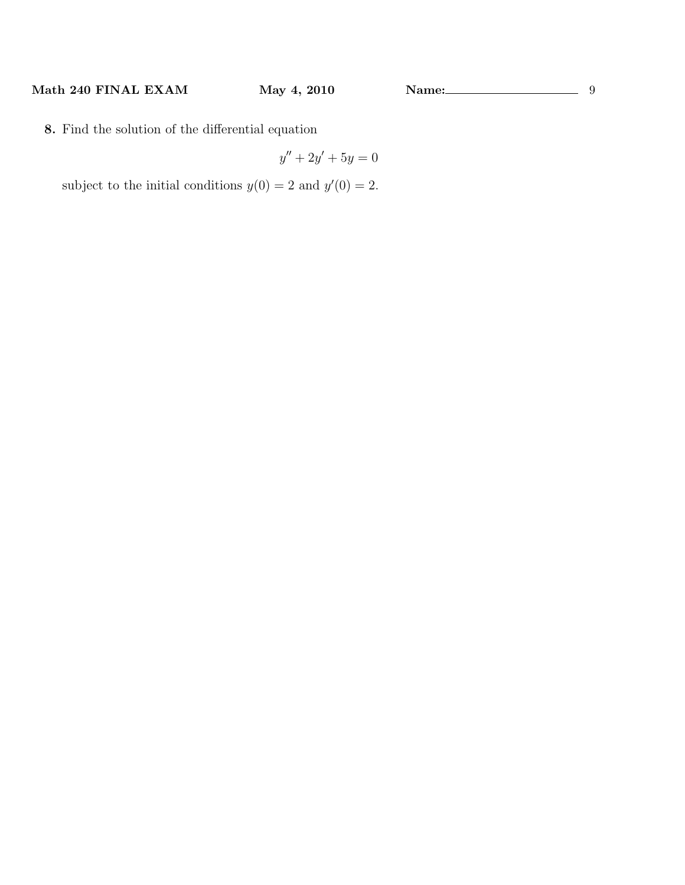**8.** Find the solution of the differential equation

$$y'' + 2y' + 5y = 0$$

subject to the initial conditions $y(0) = 2$ and $y'(0) = 2$.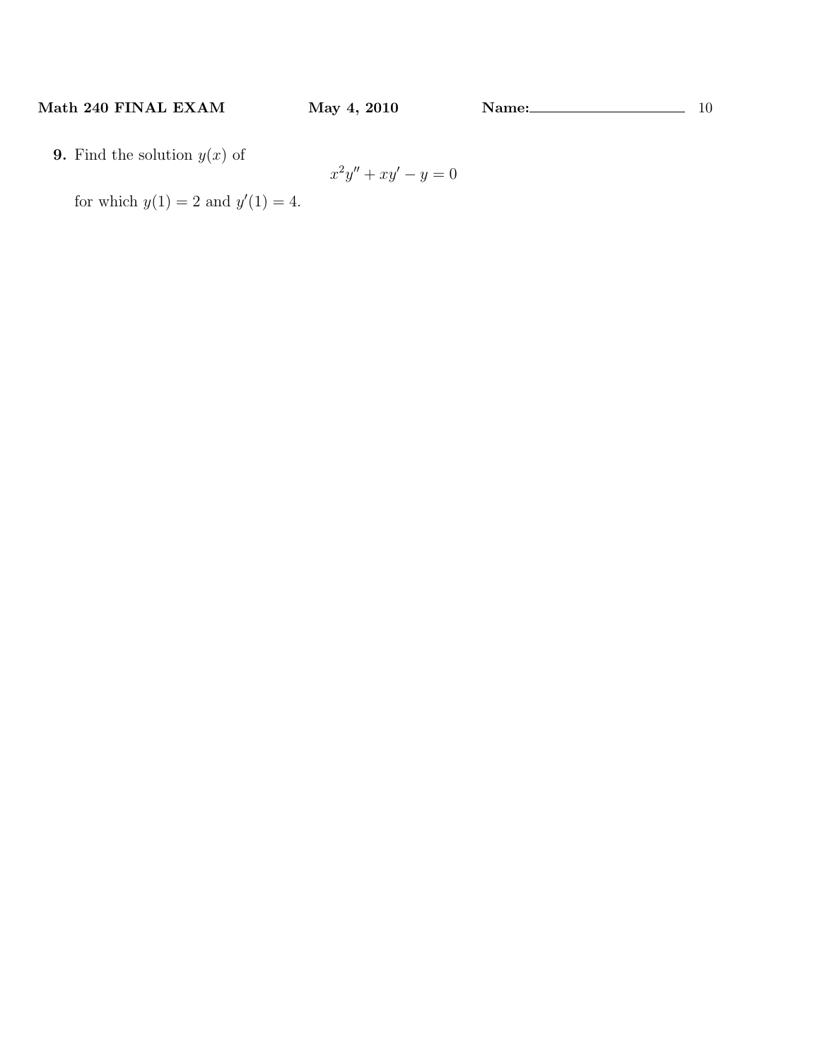**9.** Find the solution $y(x)$ of

$$x^2y'' + xy' - y = 0$$

for which $y(1) = 2$ and $y'(1) = 4$.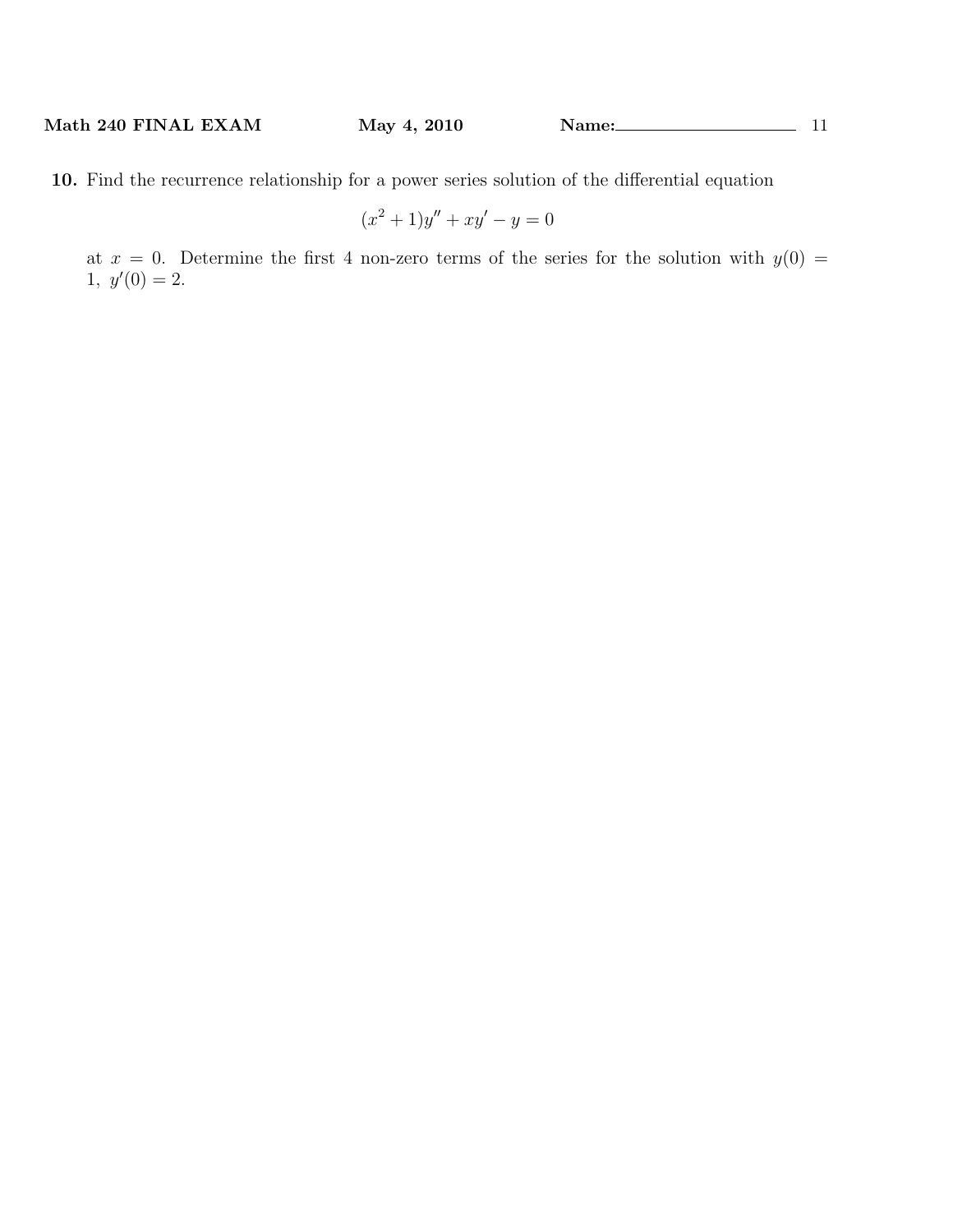**10.** Find the recurrence relationship for a power series solution of the differential equation

$$(x^2 + 1)y'' + xy' - y = 0$$

at $x = 0$. Determine the first 4 non-zero terms of the series for the solution with $y(0) = 1,\ y'(0) = 2$.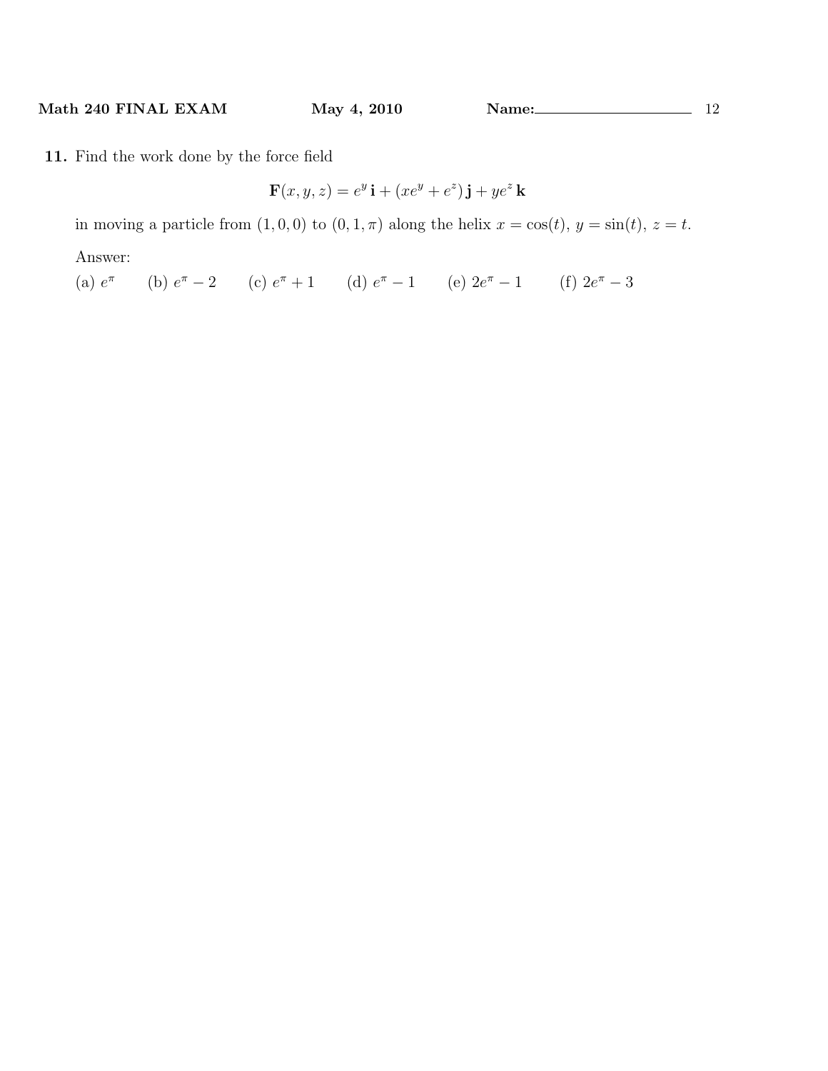**11.** Find the work done by the force field

$$\mathbf{F}(x, y, z) = e^y\,\mathbf{i} + (xe^y + e^z)\,\mathbf{j} + ye^z\,\mathbf{k}$$

in moving a particle from $(1, 0, 0)$ to $(0, 1, \pi)$ along the helix $x = \cos(t)$, $y = \sin(t)$, $z = t$.

Answer:

(a) $e^\pi$ (b) $e^\pi - 2$ (c) $e^\pi + 1$ (d) $e^\pi - 1$ (e) $2e^\pi - 1$ (f) $2e^\pi - 3$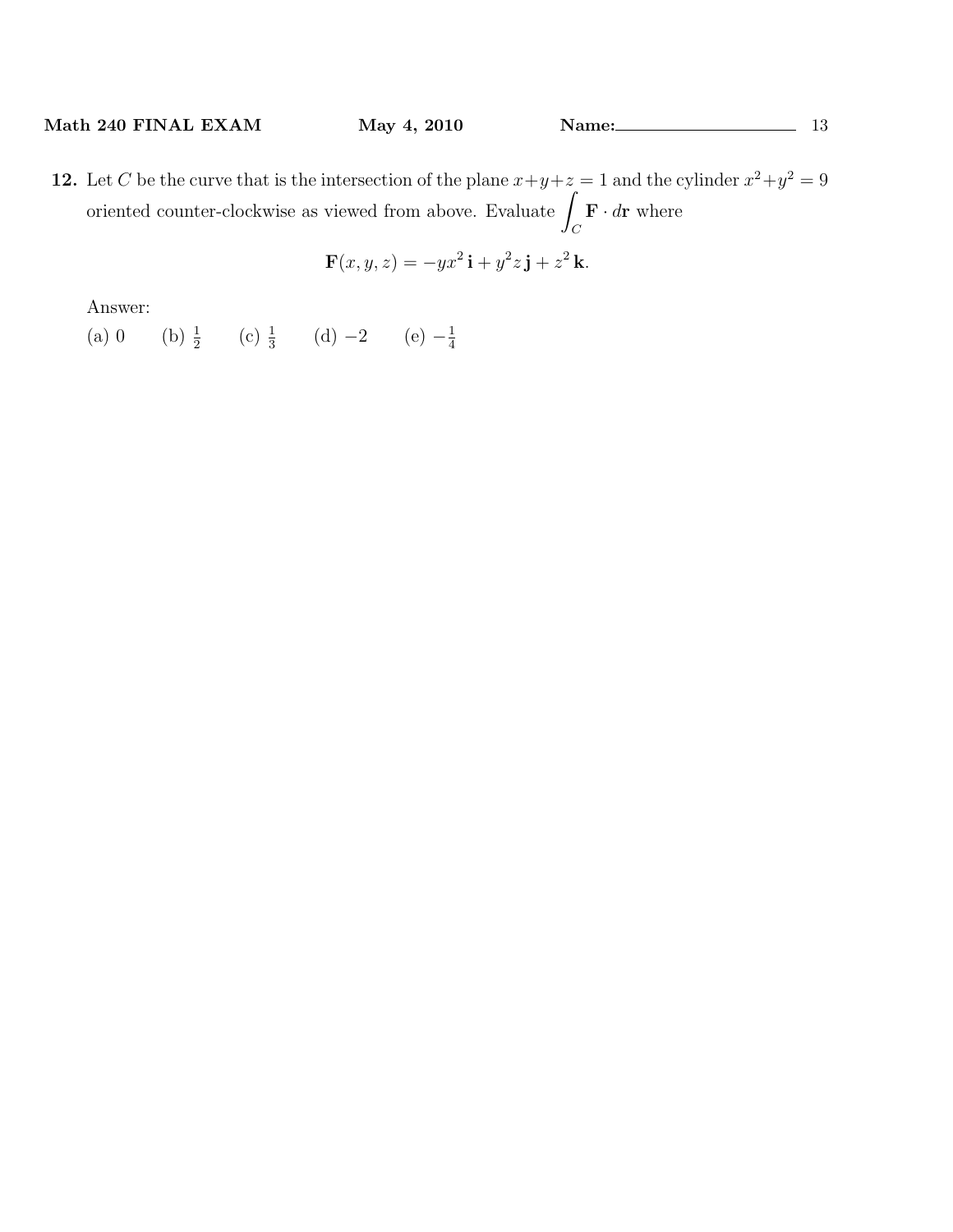**12.** Let $C$ be the curve that is the intersection of the plane $x+y+z=1$ and the cylinder $x^2+y^2=9$ oriented counter-clockwise as viewed from above. Evaluate $\int_C \mathbf{F} \cdot d\mathbf{r}$ where

$$\mathbf{F}(x, y, z) = -yx^2\,\mathbf{i} + y^2 z\,\mathbf{j} + z^2\,\mathbf{k}.$$

Answer:

(a) $0$ (b) $\frac{1}{2}$ (c) $\frac{1}{3}$ (d) $-2$ (e) $-\frac{1}{4}$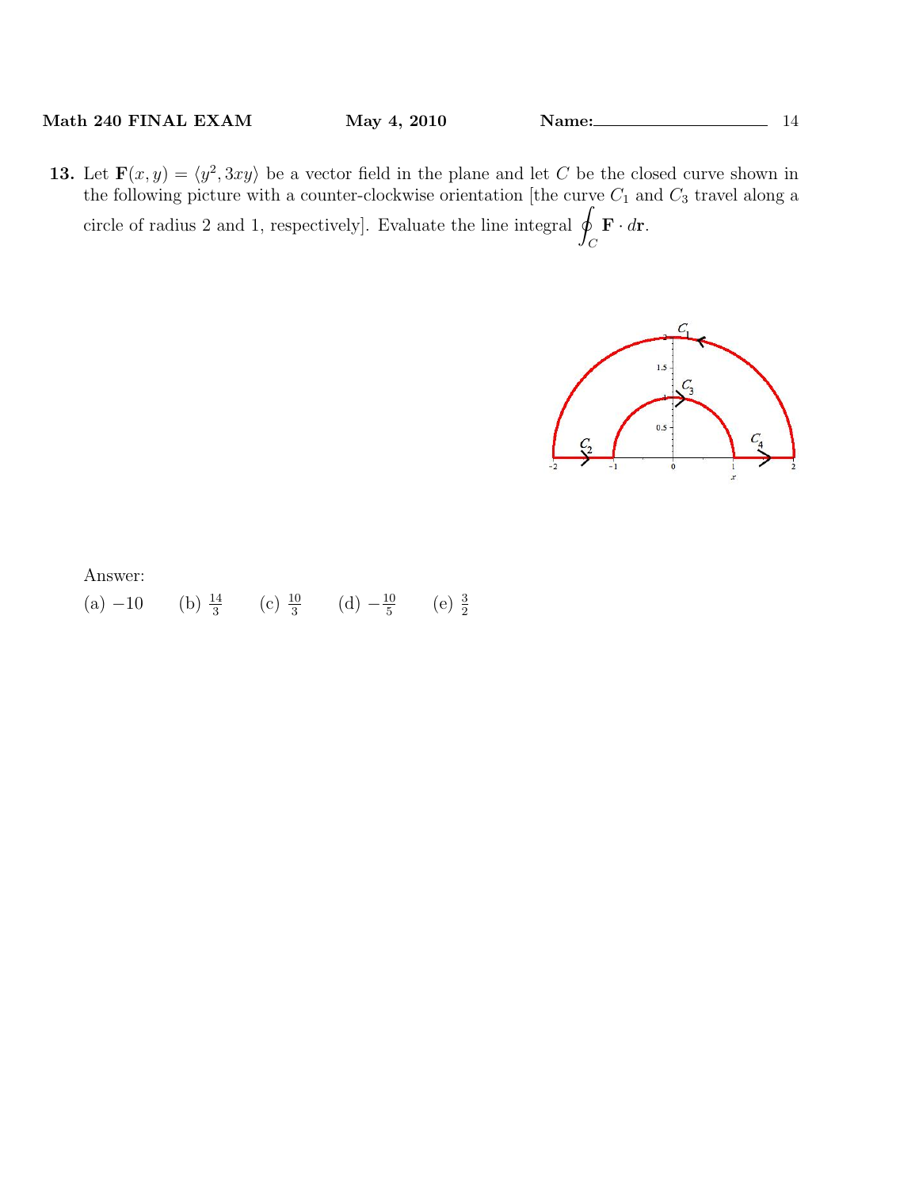**13.** Let $\mathbf{F}(x, y) = \langle y^2, 3xy \rangle$ be a vector field in the plane and let $C$ be the closed curve shown in the following picture with a counter-clockwise orientation [the curve $C_1$ and $C_3$ travel along a circle of radius 2 and 1, respectively]. Evaluate the line integral $\oint_C \mathbf{F} \cdot d\mathbf{r}$.

Answer:

(a) $-10$ (b) $\frac{14}{3}$ (c) $\frac{10}{3}$ (d) $-\frac{10}{5}$ (e) $\frac{3}{2}$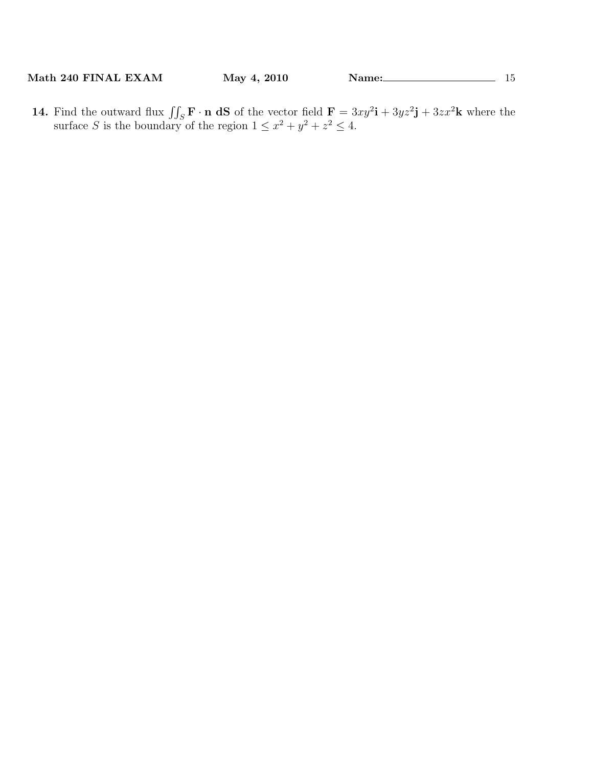**14.** Find the outward flux $\iint_S \mathbf{F} \cdot \mathbf{n} \ \mathbf{dS}$ of the vector field $\mathbf{F} = 3xy^2\mathbf{i} + 3yz^2\mathbf{j} + 3zx^2\mathbf{k}$ where the surface $S$ is the boundary of the region $1 \le x^2 + y^2 + z^2 \le 4$.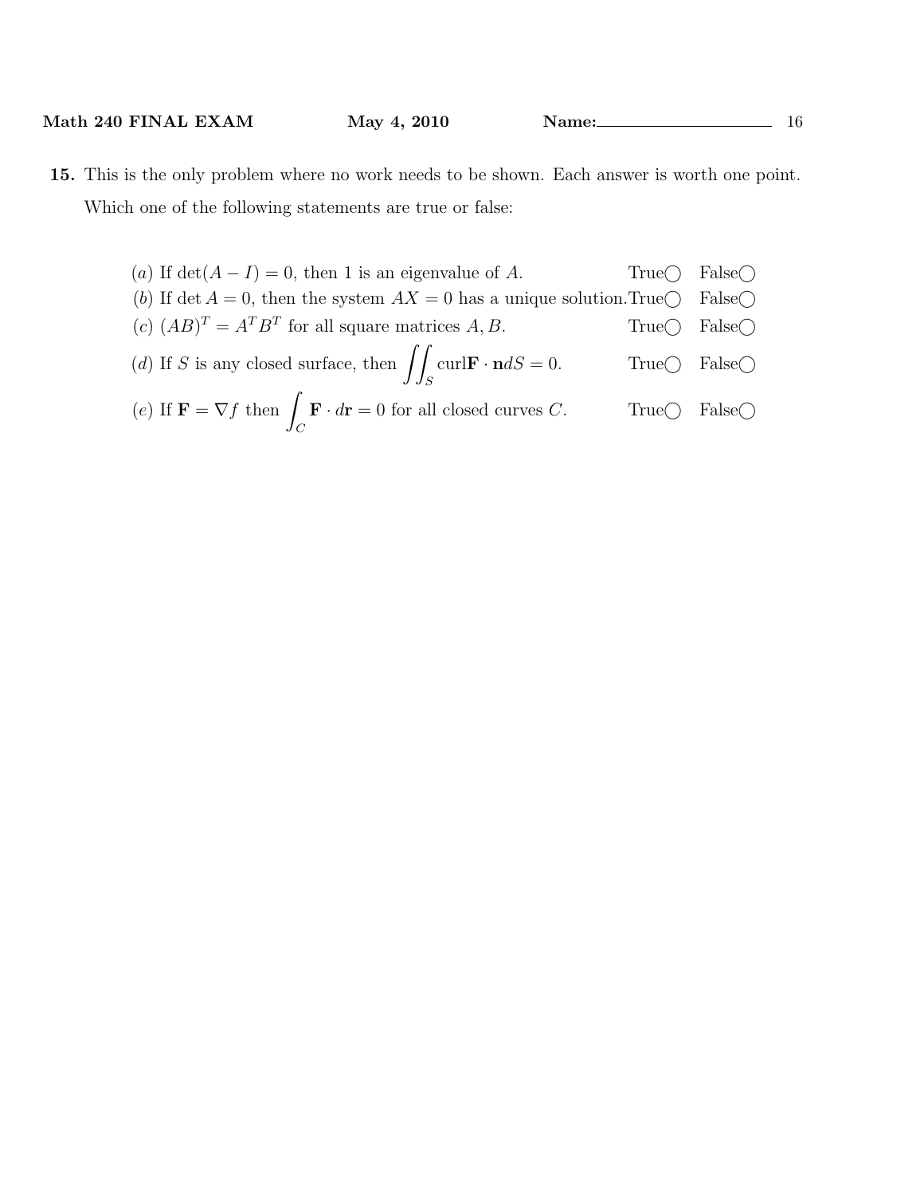**15.** This is the only problem where no work needs to be shown. Each answer is worth one point. Which one of the following statements are true or false:

(*a*) If $\det(A - I) = 0$, then 1 is an eigenvalue of $A$. True◯ False◯

(*b*) If $\det A = 0$, then the system $AX = 0$ has a unique solution. True◯ False◯

(*c*) $(AB)^T = A^T B^T$ for all square matrices $A, B$. True◯ False◯

(*d*) If $S$ is any closed surface, then $\iint_S \text{curl}\mathbf{F} \cdot \mathbf{n} dS = 0$. True◯ False◯

(*e*) If $\mathbf{F} = \nabla f$ then $\int_C \mathbf{F} \cdot d\mathbf{r} = 0$ for all closed curves $C$. True◯ False◯